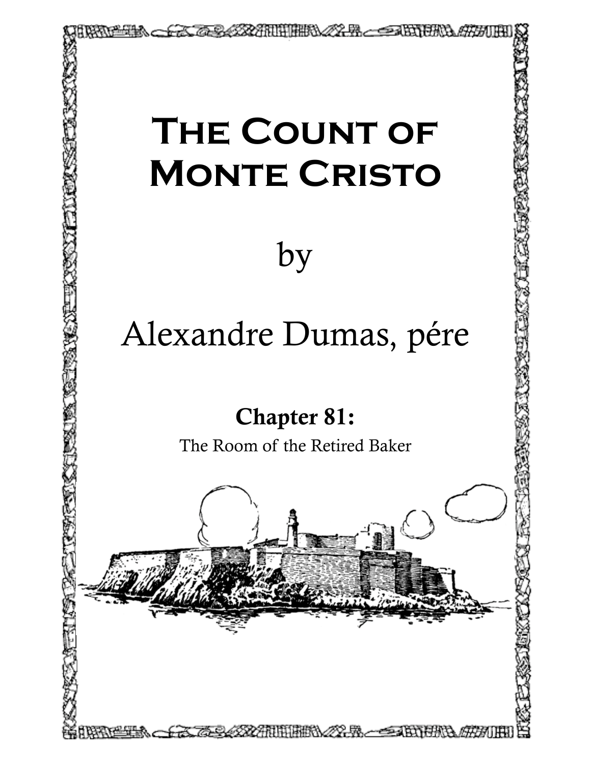# The Count of Monte Cristo

by

Alexandre Dumas, pére

## Chapter 81:

The Room of the Retired Baker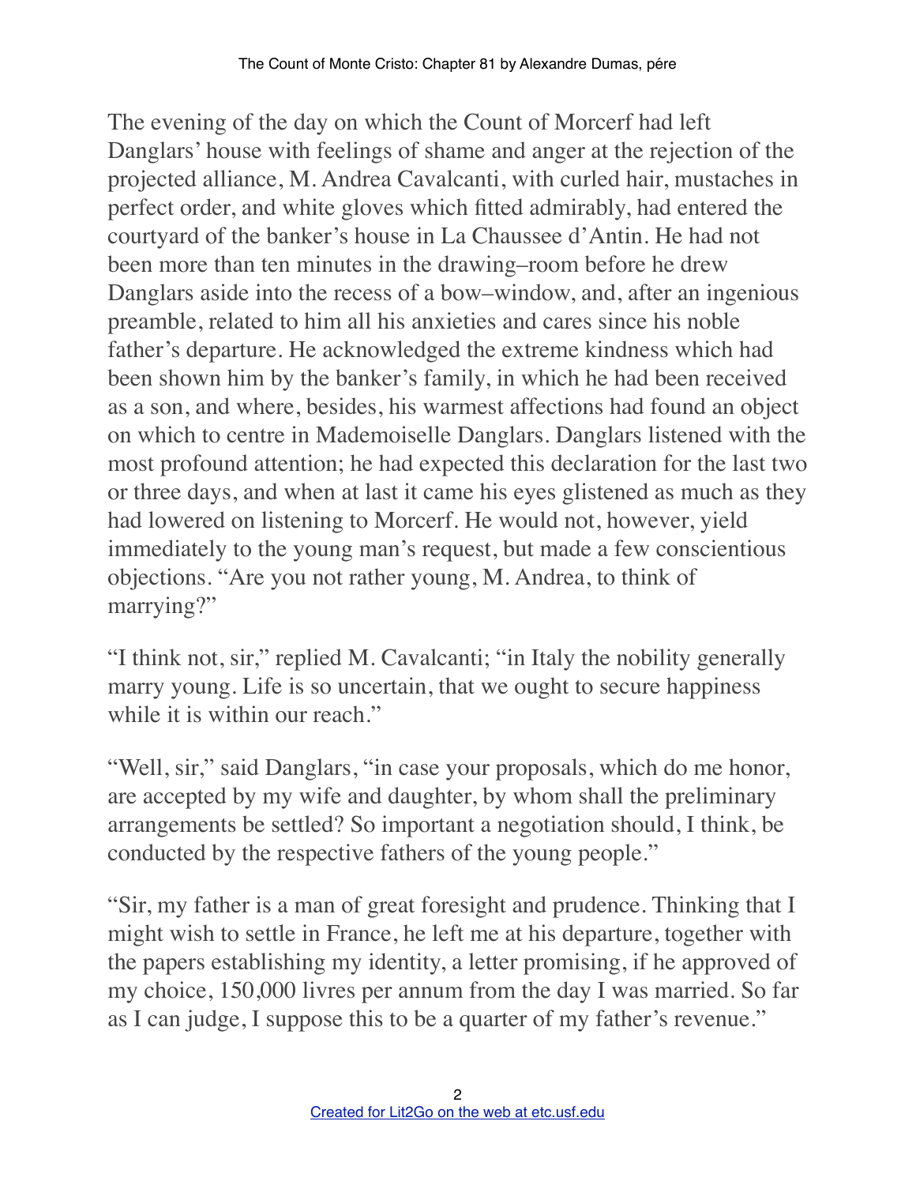The evening of the day on which the Count of Morcerf had left Danglars' house with feelings of shame and anger at the rejection of the projected alliance, M. Andrea Cavalcanti, with curled hair, mustaches in perfect order, and white gloves which fitted admirably, had entered the courtyard of the banker's house in La Chaussee d'Antin. He had not been more than ten minutes in the drawing–room before he drew Danglars aside into the recess of a bow–window, and, after an ingenious preamble, related to him all his anxieties and cares since his noble father's departure. He acknowledged the extreme kindness which had been shown him by the banker's family, in which he had been received as a son, and where, besides, his warmest affections had found an object on which to centre in Mademoiselle Danglars. Danglars listened with the most profound attention; he had expected this declaration for the last two or three days, and when at last it came his eyes glistened as much as they had lowered on listening to Morcerf. He would not, however, yield immediately to the young man's request, but made a few conscientious objections. "Are you not rather young, M. Andrea, to think of marrying?"

"I think not, sir," replied M. Cavalcanti; "in Italy the nobility generally marry young. Life is so uncertain, that we ought to secure happiness while it is within our reach."

"Well, sir," said Danglars, "in case your proposals, which do me honor, are accepted by my wife and daughter, by whom shall the preliminary arrangements be settled? So important a negotiation should, I think, be conducted by the respective fathers of the young people."

"Sir, my father is a man of great foresight and prudence. Thinking that I might wish to settle in France, he left me at his departure, together with the papers establishing my identity, a letter promising, if he approved of my choice, 150,000 livres per annum from the day I was married. So far as I can judge, I suppose this to be a quarter of my father's revenue."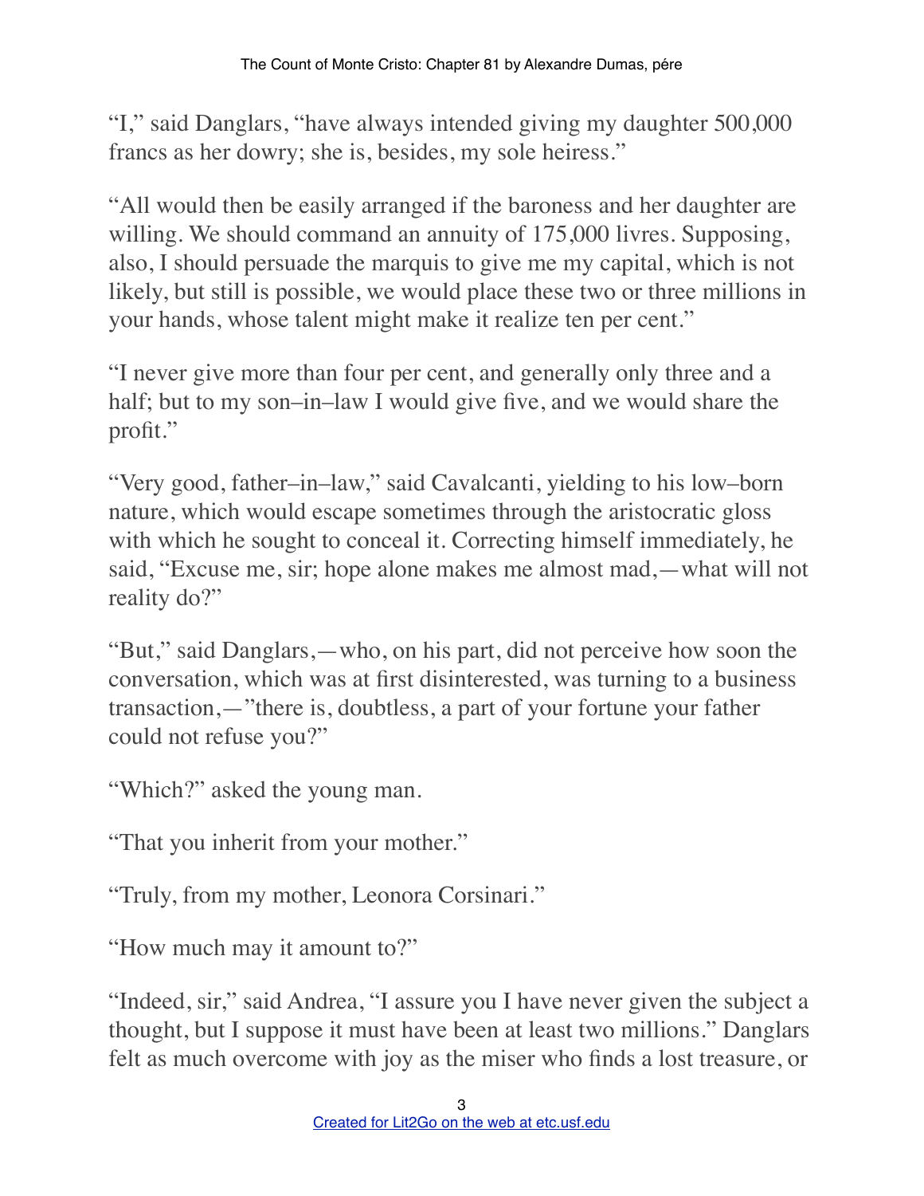"I," said Danglars, "have always intended giving my daughter 500,000 francs as her dowry; she is, besides, my sole heiress."

"All would then be easily arranged if the baroness and her daughter are willing. We should command an annuity of 175,000 livres. Supposing, also, I should persuade the marquis to give me my capital, which is not likely, but still is possible, we would place these two or three millions in your hands, whose talent might make it realize ten per cent."

"I never give more than four per cent, and generally only three and a half; but to my son–in–law I would give five, and we would share the profit."

"Very good, father–in–law," said Cavalcanti, yielding to his low–born nature, which would escape sometimes through the aristocratic gloss with which he sought to conceal it. Correcting himself immediately, he said, "Excuse me, sir; hope alone makes me almost mad,—what will not reality do?"

"But," said Danglars,—who, on his part, did not perceive how soon the conversation, which was at first disinterested, was turning to a business transaction,—"there is, doubtless, a part of your fortune your father could not refuse you?"

"Which?" asked the young man.

"That you inherit from your mother."

"Truly, from my mother, Leonora Corsinari."

"How much may it amount to?"

"Indeed, sir," said Andrea, "I assure you I have never given the subject a thought, but I suppose it must have been at least two millions." Danglars felt as much overcome with joy as the miser who finds a lost treasure, or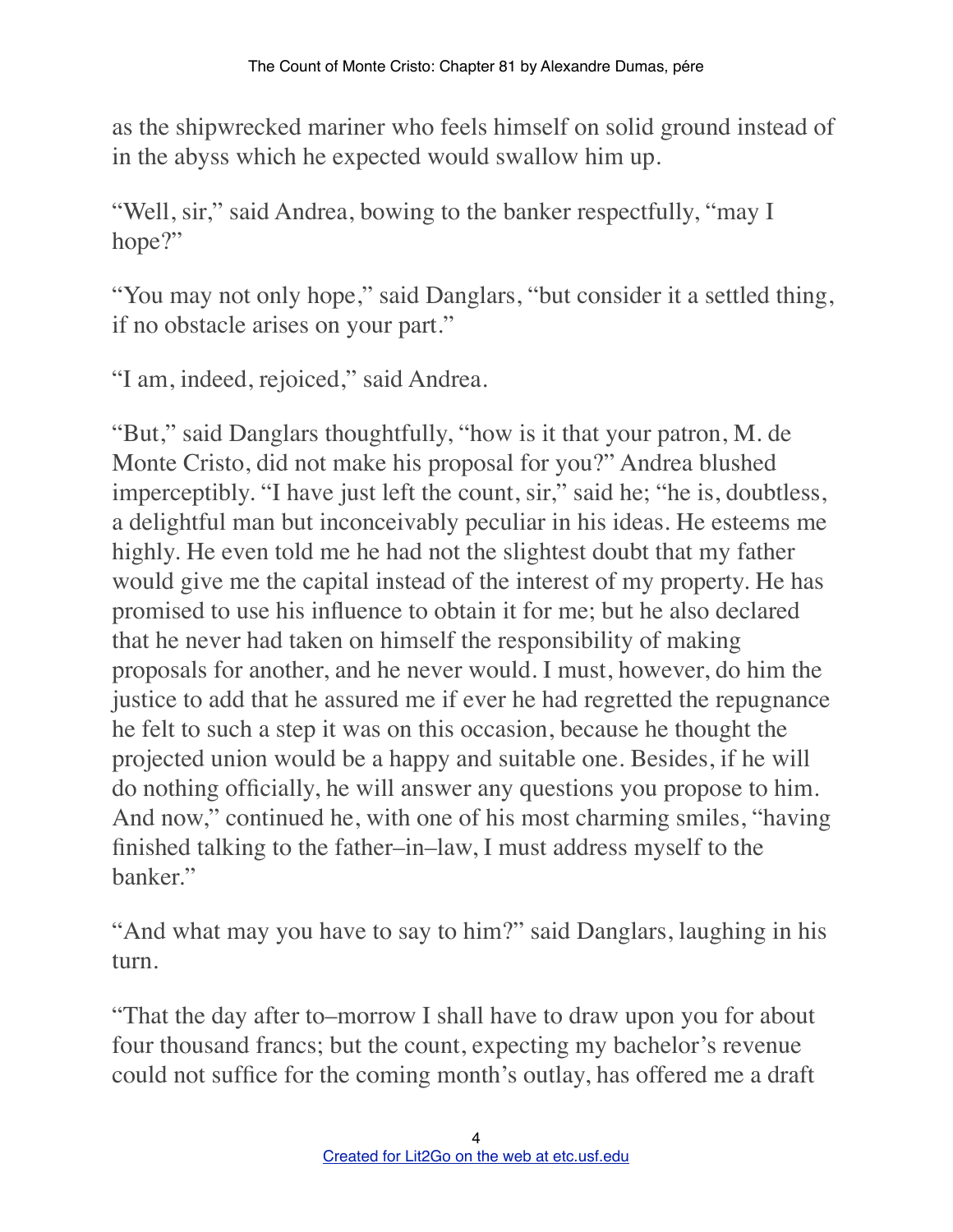as the shipwrecked mariner who feels himself on solid ground instead of in the abyss which he expected would swallow him up.

"Well, sir," said Andrea, bowing to the banker respectfully, "may I hope?"

"You may not only hope," said Danglars, "but consider it a settled thing, if no obstacle arises on your part."

"I am, indeed, rejoiced," said Andrea.

"But," said Danglars thoughtfully, "how is it that your patron, M. de Monte Cristo, did not make his proposal for you?" Andrea blushed imperceptibly. "I have just left the count, sir," said he; "he is, doubtless, a delightful man but inconceivably peculiar in his ideas. He esteems me highly. He even told me he had not the slightest doubt that my father would give me the capital instead of the interest of my property. He has promised to use his influence to obtain it for me; but he also declared that he never had taken on himself the responsibility of making proposals for another, and he never would. I must, however, do him the justice to add that he assured me if ever he had regretted the repugnance he felt to such a step it was on this occasion, because he thought the projected union would be a happy and suitable one. Besides, if he will do nothing officially, he will answer any questions you propose to him. And now," continued he, with one of his most charming smiles, "having finished talking to the father–in–law, I must address myself to the banker."

"And what may you have to say to him?" said Danglars, laughing in his turn.

"That the day after to–morrow I shall have to draw upon you for about four thousand francs; but the count, expecting my bachelor's revenue could not suffice for the coming month's outlay, has offered me a draft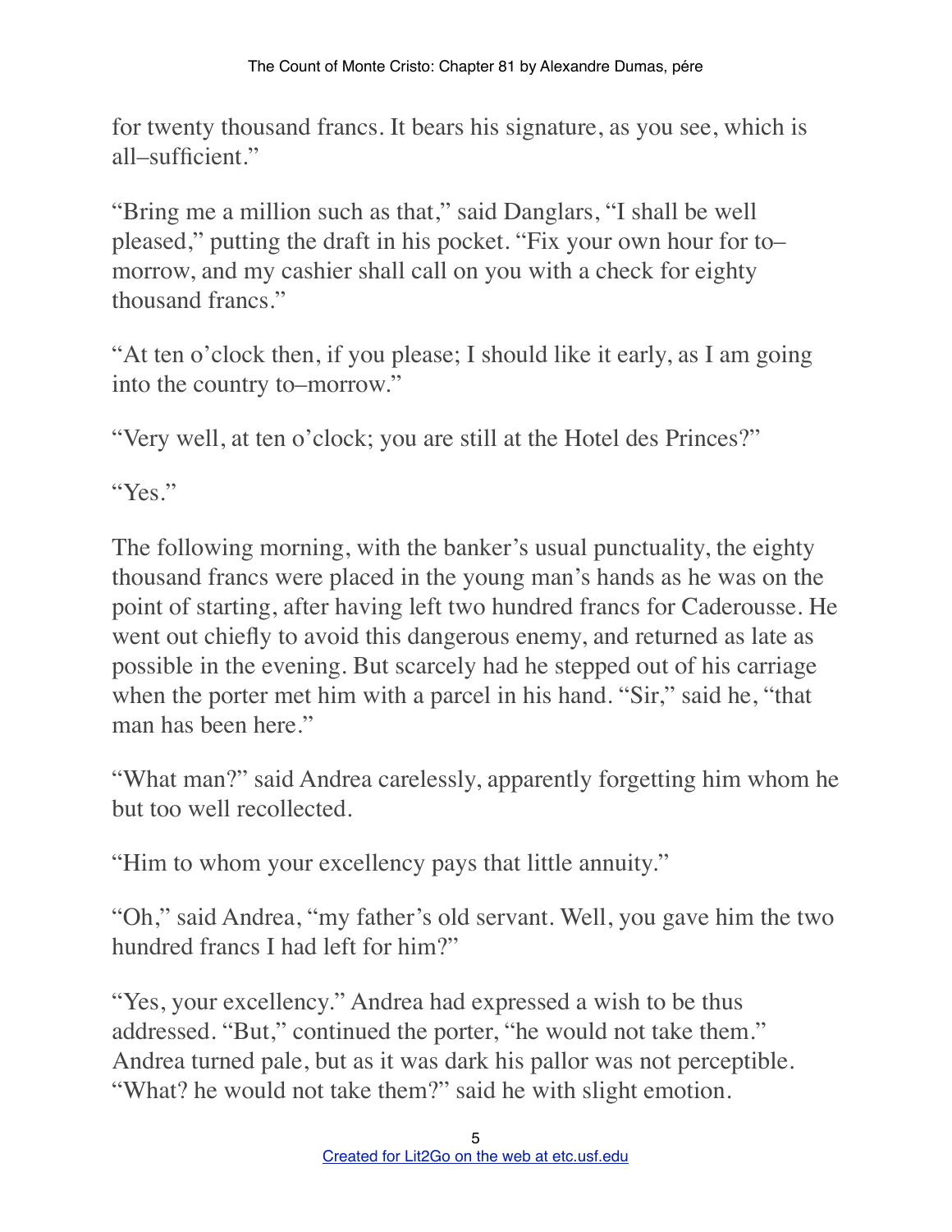for twenty thousand francs. It bears his signature, as you see, which is all–sufficient."

"Bring me a million such as that," said Danglars, "I shall be well pleased," putting the draft in his pocket. "Fix your own hour for to–morrow, and my cashier shall call on you with a check for eighty thousand francs."

"At ten o'clock then, if you please; I should like it early, as I am going into the country to–morrow."

"Very well, at ten o'clock; you are still at the Hotel des Princes?"

"Yes."

The following morning, with the banker's usual punctuality, the eighty thousand francs were placed in the young man's hands as he was on the point of starting, after having left two hundred francs for Caderousse. He went out chiefly to avoid this dangerous enemy, and returned as late as possible in the evening. But scarcely had he stepped out of his carriage when the porter met him with a parcel in his hand. "Sir," said he, "that man has been here."

"What man?" said Andrea carelessly, apparently forgetting him whom he but too well recollected.

"Him to whom your excellency pays that little annuity."

"Oh," said Andrea, "my father's old servant. Well, you gave him the two hundred francs I had left for him?"

"Yes, your excellency." Andrea had expressed a wish to be thus addressed. "But," continued the porter, "he would not take them." Andrea turned pale, but as it was dark his pallor was not perceptible. "What? he would not take them?" said he with slight emotion.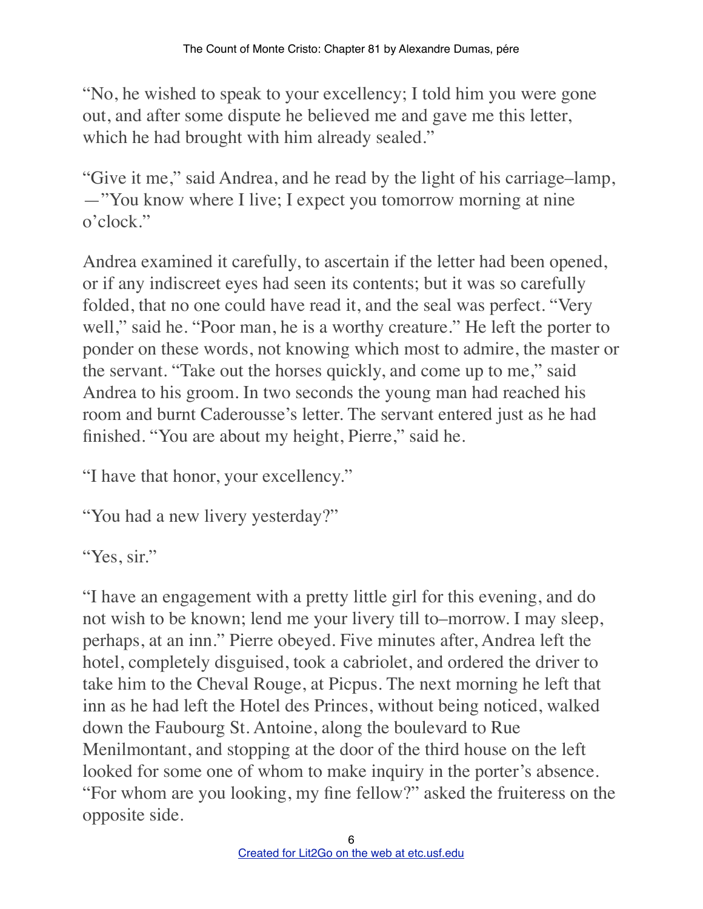"No, he wished to speak to your excellency; I told him you were gone out, and after some dispute he believed me and gave me this letter, which he had brought with him already sealed."

"Give it me," said Andrea, and he read by the light of his carriage–lamp, —"You know where I live; I expect you tomorrow morning at nine o'clock."

Andrea examined it carefully, to ascertain if the letter had been opened, or if any indiscreet eyes had seen its contents; but it was so carefully folded, that no one could have read it, and the seal was perfect. "Very well," said he. "Poor man, he is a worthy creature." He left the porter to ponder on these words, not knowing which most to admire, the master or the servant. "Take out the horses quickly, and come up to me," said Andrea to his groom. In two seconds the young man had reached his room and burnt Caderousse's letter. The servant entered just as he had finished. "You are about my height, Pierre," said he.

"I have that honor, your excellency."

"You had a new livery yesterday?"

"Yes, sir."

"I have an engagement with a pretty little girl for this evening, and do not wish to be known; lend me your livery till to–morrow. I may sleep, perhaps, at an inn." Pierre obeyed. Five minutes after, Andrea left the hotel, completely disguised, took a cabriolet, and ordered the driver to take him to the Cheval Rouge, at Picpus. The next morning he left that inn as he had left the Hotel des Princes, without being noticed, walked down the Faubourg St. Antoine, along the boulevard to Rue Menilmontant, and stopping at the door of the third house on the left looked for some one of whom to make inquiry in the porter's absence. "For whom are you looking, my fine fellow?" asked the fruiteress on the opposite side.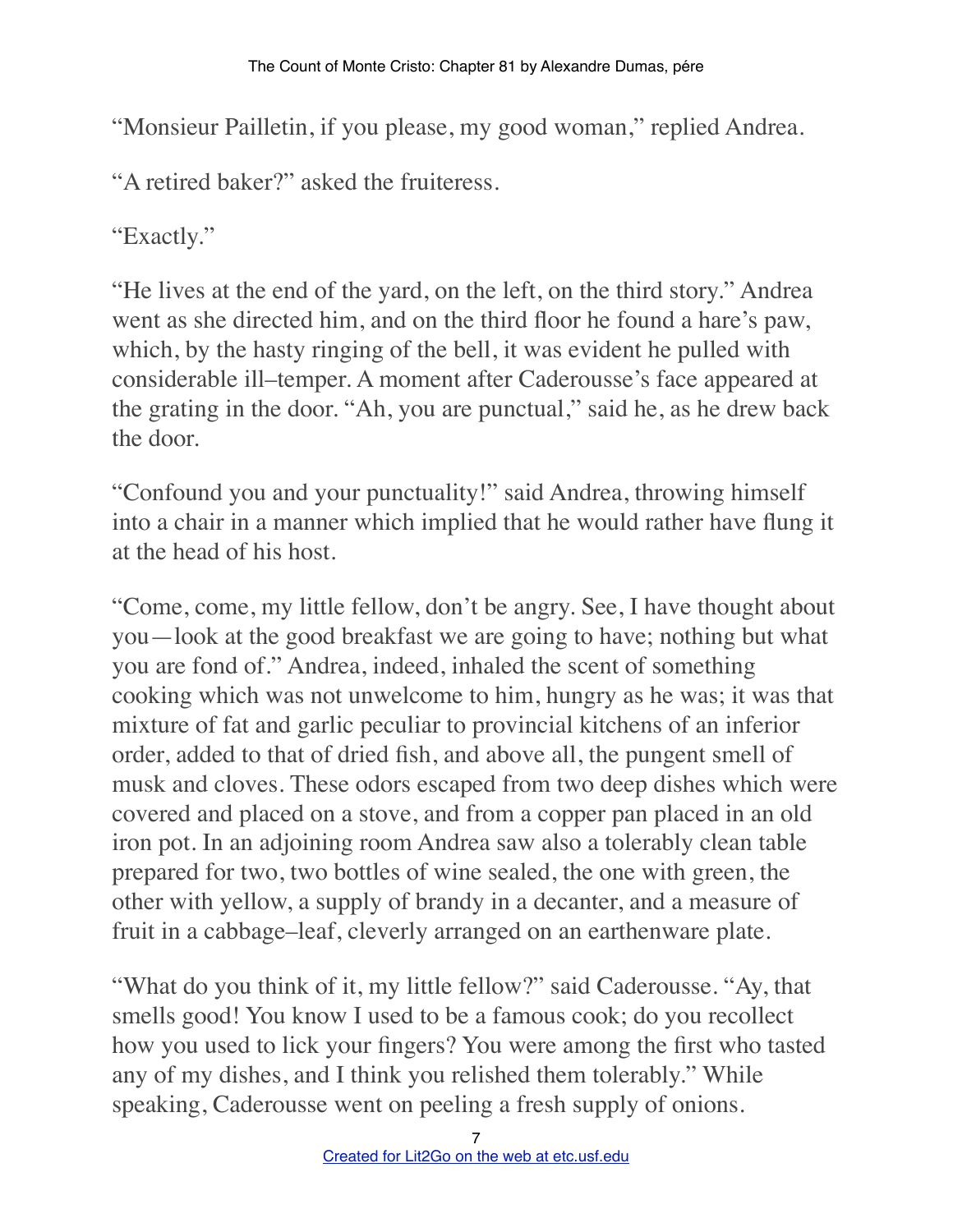"Monsieur Pailletin, if you please, my good woman," replied Andrea.

"A retired baker?" asked the fruiteress.

"Exactly."

"He lives at the end of the yard, on the left, on the third story." Andrea went as she directed him, and on the third floor he found a hare's paw, which, by the hasty ringing of the bell, it was evident he pulled with considerable ill–temper. A moment after Caderousse's face appeared at the grating in the door. "Ah, you are punctual," said he, as he drew back the door.

"Confound you and your punctuality!" said Andrea, throwing himself into a chair in a manner which implied that he would rather have flung it at the head of his host.

"Come, come, my little fellow, don't be angry. See, I have thought about you—look at the good breakfast we are going to have; nothing but what you are fond of." Andrea, indeed, inhaled the scent of something cooking which was not unwelcome to him, hungry as he was; it was that mixture of fat and garlic peculiar to provincial kitchens of an inferior order, added to that of dried fish, and above all, the pungent smell of musk and cloves. These odors escaped from two deep dishes which were covered and placed on a stove, and from a copper pan placed in an old iron pot. In an adjoining room Andrea saw also a tolerably clean table prepared for two, two bottles of wine sealed, the one with green, the other with yellow, a supply of brandy in a decanter, and a measure of fruit in a cabbage–leaf, cleverly arranged on an earthenware plate.

"What do you think of it, my little fellow?" said Caderousse. "Ay, that smells good! You know I used to be a famous cook; do you recollect how you used to lick your fingers? You were among the first who tasted any of my dishes, and I think you relished them tolerably." While speaking, Caderousse went on peeling a fresh supply of onions.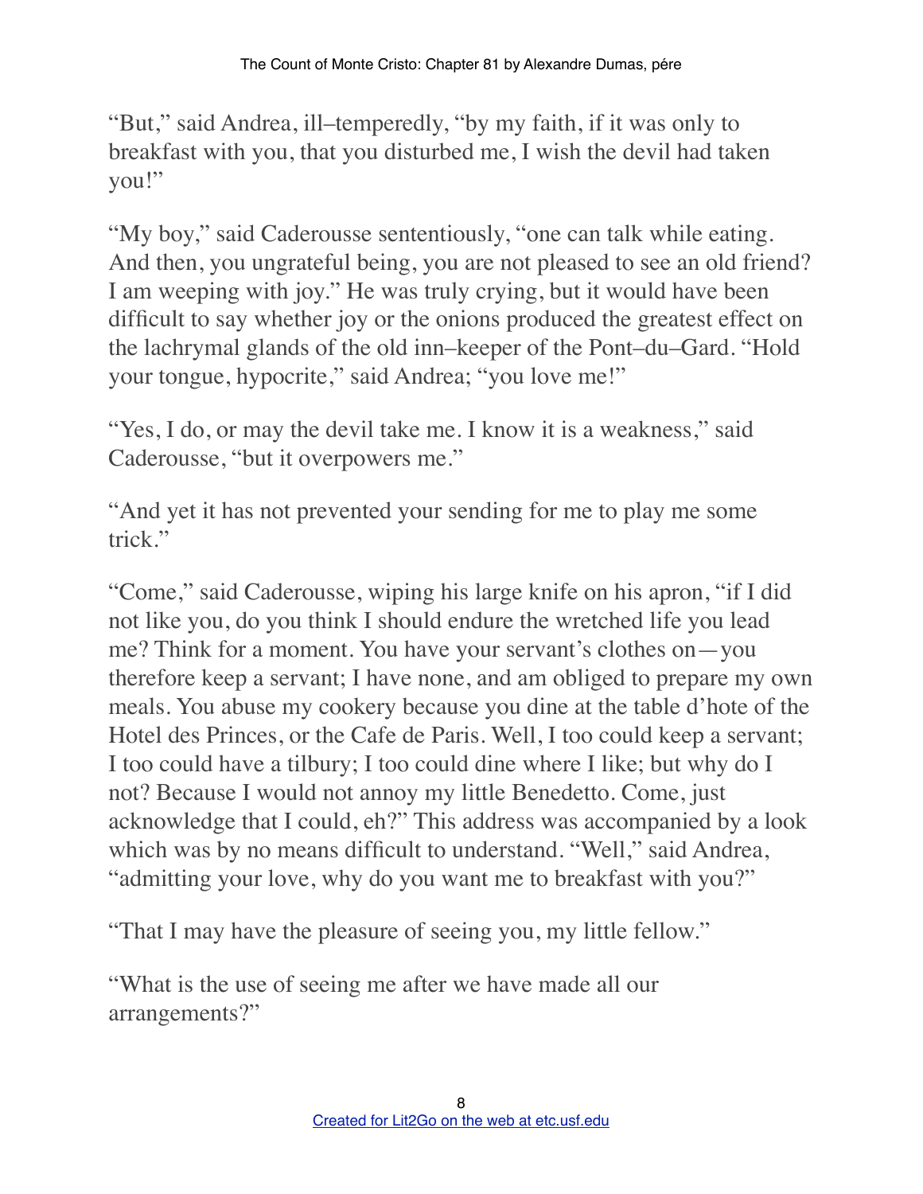"But," said Andrea, ill–temperedly, "by my faith, if it was only to breakfast with you, that you disturbed me, I wish the devil had taken you!"

"My boy," said Caderousse sententiously, "one can talk while eating. And then, you ungrateful being, you are not pleased to see an old friend? I am weeping with joy." He was truly crying, but it would have been difficult to say whether joy or the onions produced the greatest effect on the lachrymal glands of the old inn–keeper of the Pont–du–Gard. "Hold your tongue, hypocrite," said Andrea; "you love me!"

"Yes, I do, or may the devil take me. I know it is a weakness," said Caderousse, "but it overpowers me."

"And yet it has not prevented your sending for me to play me some trick."

"Come," said Caderousse, wiping his large knife on his apron, "if I did not like you, do you think I should endure the wretched life you lead me? Think for a moment. You have your servant's clothes on—you therefore keep a servant; I have none, and am obliged to prepare my own meals. You abuse my cookery because you dine at the table d'hote of the Hotel des Princes, or the Cafe de Paris. Well, I too could keep a servant; I too could have a tilbury; I too could dine where I like; but why do I not? Because I would not annoy my little Benedetto. Come, just acknowledge that I could, eh?" This address was accompanied by a look which was by no means difficult to understand. "Well," said Andrea, "admitting your love, why do you want me to breakfast with you?"

"That I may have the pleasure of seeing you, my little fellow."

"What is the use of seeing me after we have made all our arrangements?"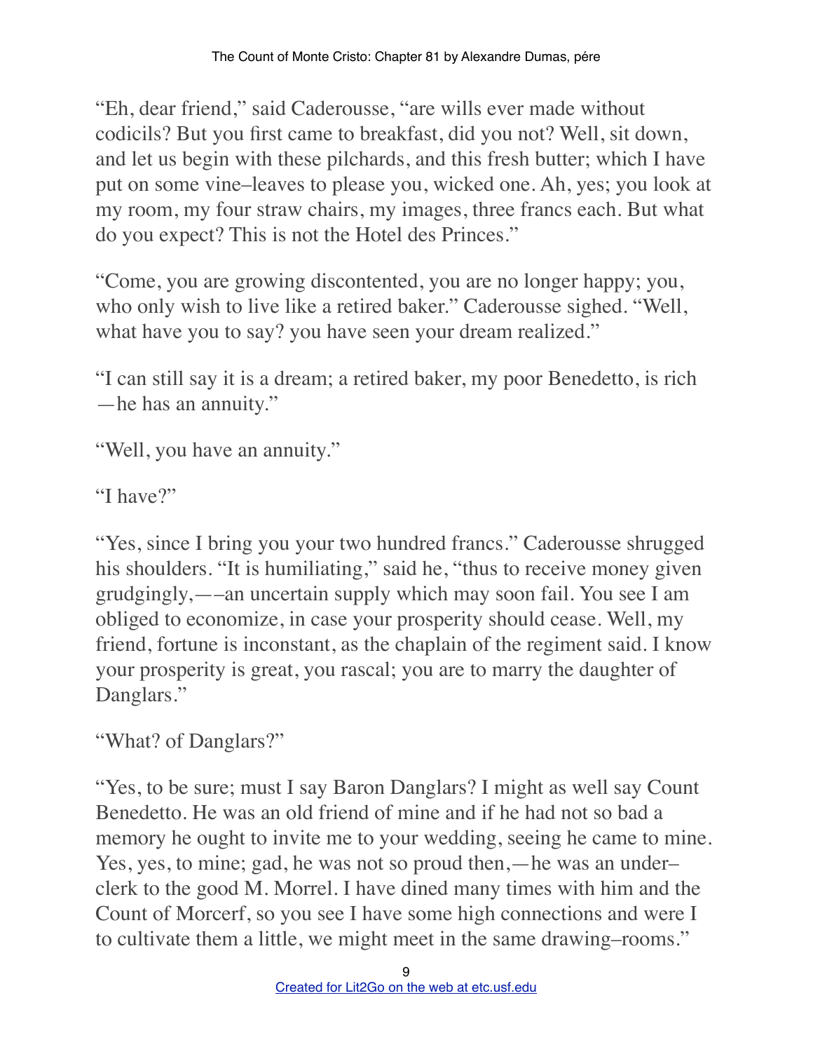"Eh, dear friend," said Caderousse, "are wills ever made without codicils? But you first came to breakfast, did you not? Well, sit down, and let us begin with these pilchards, and this fresh butter; which I have put on some vine–leaves to please you, wicked one. Ah, yes; you look at my room, my four straw chairs, my images, three francs each. But what do you expect? This is not the Hotel des Princes."

"Come, you are growing discontented, you are no longer happy; you, who only wish to live like a retired baker." Caderousse sighed. "Well, what have you to say? you have seen your dream realized."

"I can still say it is a dream; a retired baker, my poor Benedetto, is rich—he has an annuity."

"Well, you have an annuity."

"I have?"

"Yes, since I bring you your two hundred francs." Caderousse shrugged his shoulders. "It is humiliating," said he, "thus to receive money given grudgingly,——an uncertain supply which may soon fail. You see I am obliged to economize, in case your prosperity should cease. Well, my friend, fortune is inconstant, as the chaplain of the regiment said. I know your prosperity is great, you rascal; you are to marry the daughter of Danglars."

"What? of Danglars?"

"Yes, to be sure; must I say Baron Danglars? I might as well say Count Benedetto. He was an old friend of mine and if he had not so bad a memory he ought to invite me to your wedding, seeing he came to mine. Yes, yes, to mine; gad, he was not so proud then,—he was an under–clerk to the good M. Morrel. I have dined many times with him and the Count of Morcerf, so you see I have some high connections and were I to cultivate them a little, we might meet in the same drawing–rooms."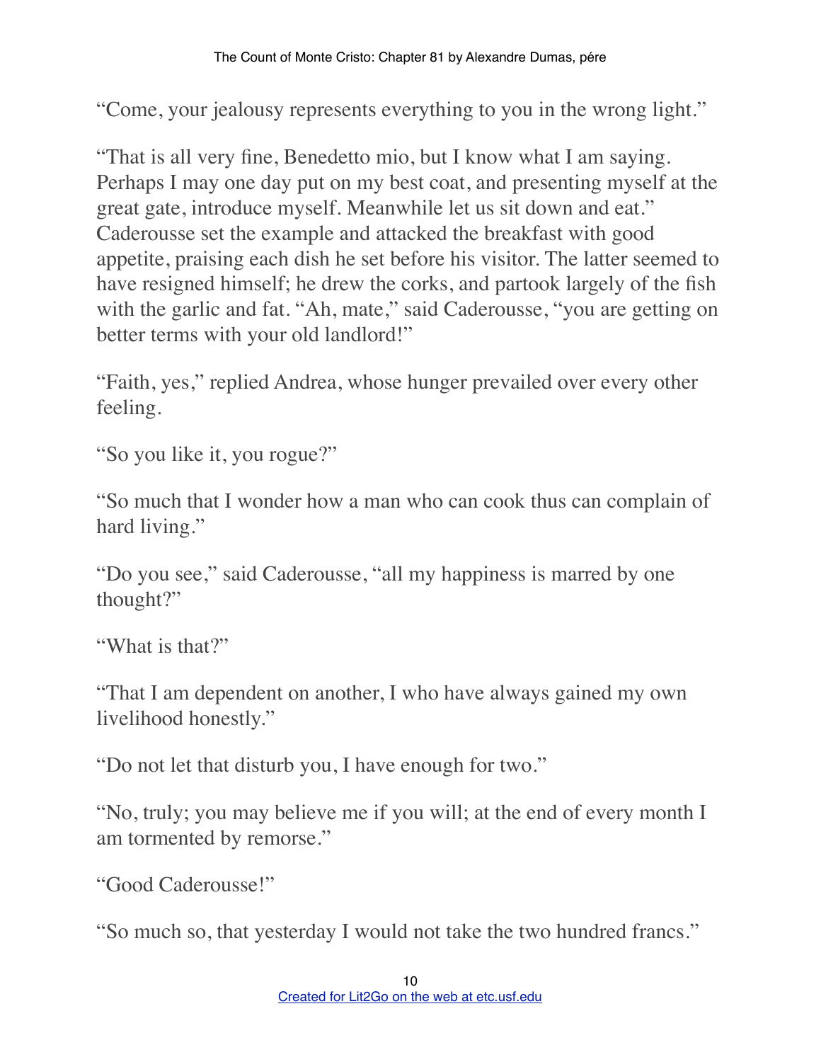"Come, your jealousy represents everything to you in the wrong light."

"That is all very fine, Benedetto mio, but I know what I am saying. Perhaps I may one day put on my best coat, and presenting myself at the great gate, introduce myself. Meanwhile let us sit down and eat." Caderousse set the example and attacked the breakfast with good appetite, praising each dish he set before his visitor. The latter seemed to have resigned himself; he drew the corks, and partook largely of the fish with the garlic and fat. "Ah, mate," said Caderousse, "you are getting on better terms with your old landlord!"

"Faith, yes," replied Andrea, whose hunger prevailed over every other feeling.

"So you like it, you rogue?"

"So much that I wonder how a man who can cook thus can complain of hard living."

"Do you see," said Caderousse, "all my happiness is marred by one thought?"

"What is that?"

"That I am dependent on another, I who have always gained my own livelihood honestly."

"Do not let that disturb you, I have enough for two."

"No, truly; you may believe me if you will; at the end of every month I am tormented by remorse."

"Good Caderousse!"

"So much so, that yesterday I would not take the two hundred francs."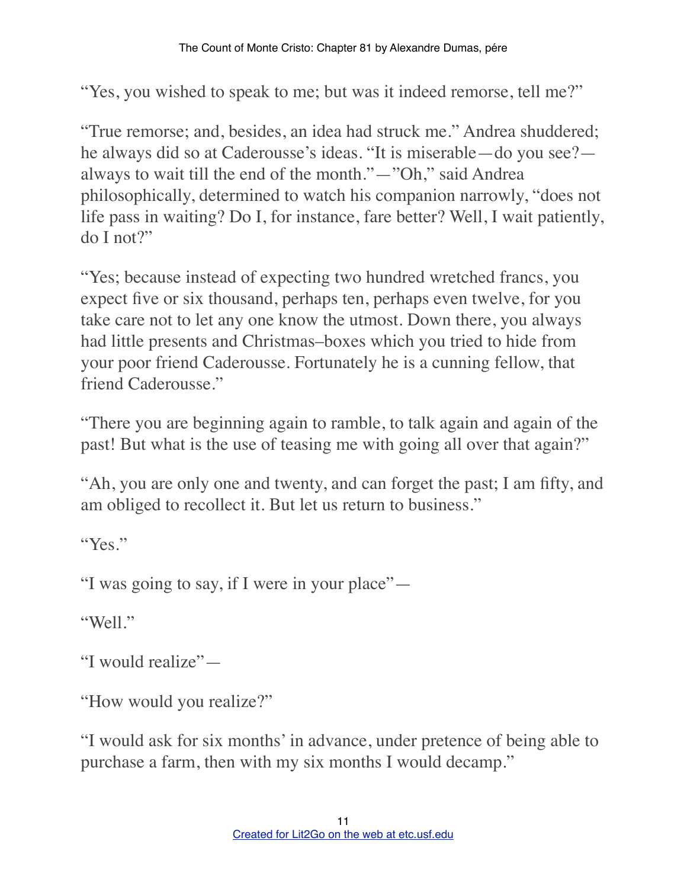"Yes, you wished to speak to me; but was it indeed remorse, tell me?"

"True remorse; and, besides, an idea had struck me." Andrea shuddered; he always did so at Caderousse's ideas. "It is miserable—do you see?—always to wait till the end of the month."—"Oh," said Andrea philosophically, determined to watch his companion narrowly, "does not life pass in waiting? Do I, for instance, fare better? Well, I wait patiently, do I not?"

"Yes; because instead of expecting two hundred wretched francs, you expect five or six thousand, perhaps ten, perhaps even twelve, for you take care not to let any one know the utmost. Down there, you always had little presents and Christmas–boxes which you tried to hide from your poor friend Caderousse. Fortunately he is a cunning fellow, that friend Caderousse."

"There you are beginning again to ramble, to talk again and again of the past! But what is the use of teasing me with going all over that again?"

"Ah, you are only one and twenty, and can forget the past; I am fifty, and am obliged to recollect it. But let us return to business."

"Yes."

"I was going to say, if I were in your place"—

"Well."

"I would realize"—

"How would you realize?"

"I would ask for six months' in advance, under pretence of being able to purchase a farm, then with my six months I would decamp."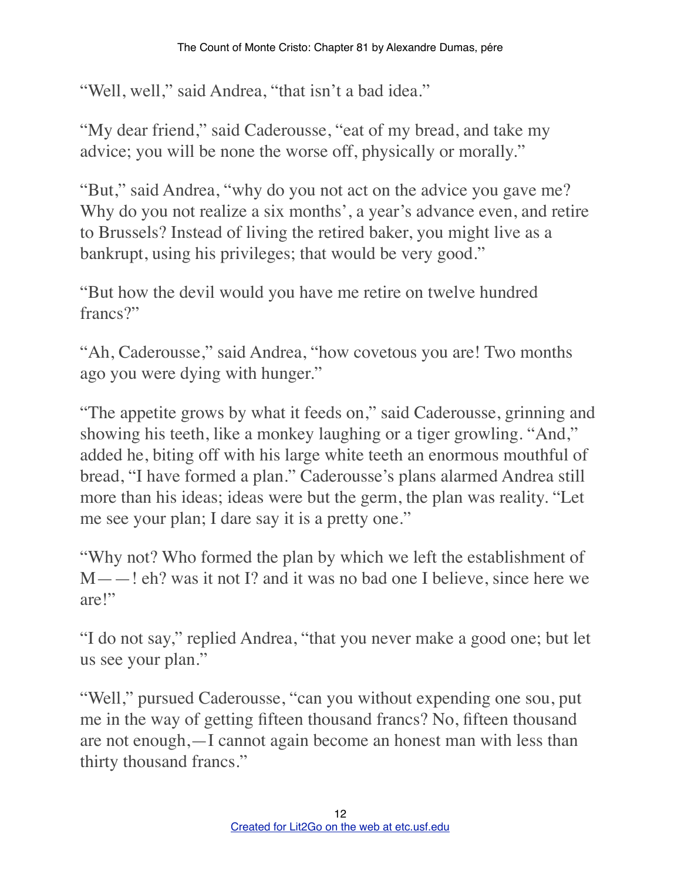"Well, well," said Andrea, "that isn't a bad idea."

"My dear friend," said Caderousse, "eat of my bread, and take my advice; you will be none the worse off, physically or morally."

"But," said Andrea, "why do you not act on the advice you gave me? Why do you not realize a six months', a year's advance even, and retire to Brussels? Instead of living the retired baker, you might live as a bankrupt, using his privileges; that would be very good."

"But how the devil would you have me retire on twelve hundred francs?"

"Ah, Caderousse," said Andrea, "how covetous you are! Two months ago you were dying with hunger."

"The appetite grows by what it feeds on," said Caderousse, grinning and showing his teeth, like a monkey laughing or a tiger growling. "And," added he, biting off with his large white teeth an enormous mouthful of bread, "I have formed a plan." Caderousse's plans alarmed Andrea still more than his ideas; ideas were but the germ, the plan was reality. "Let me see your plan; I dare say it is a pretty one."

"Why not? Who formed the plan by which we left the establishment of M——! eh? was it not I? and it was no bad one I believe, since here we are!"

"I do not say," replied Andrea, "that you never make a good one; but let us see your plan."

"Well," pursued Caderousse, "can you without expending one sou, put me in the way of getting fifteen thousand francs? No, fifteen thousand are not enough,—I cannot again become an honest man with less than thirty thousand francs."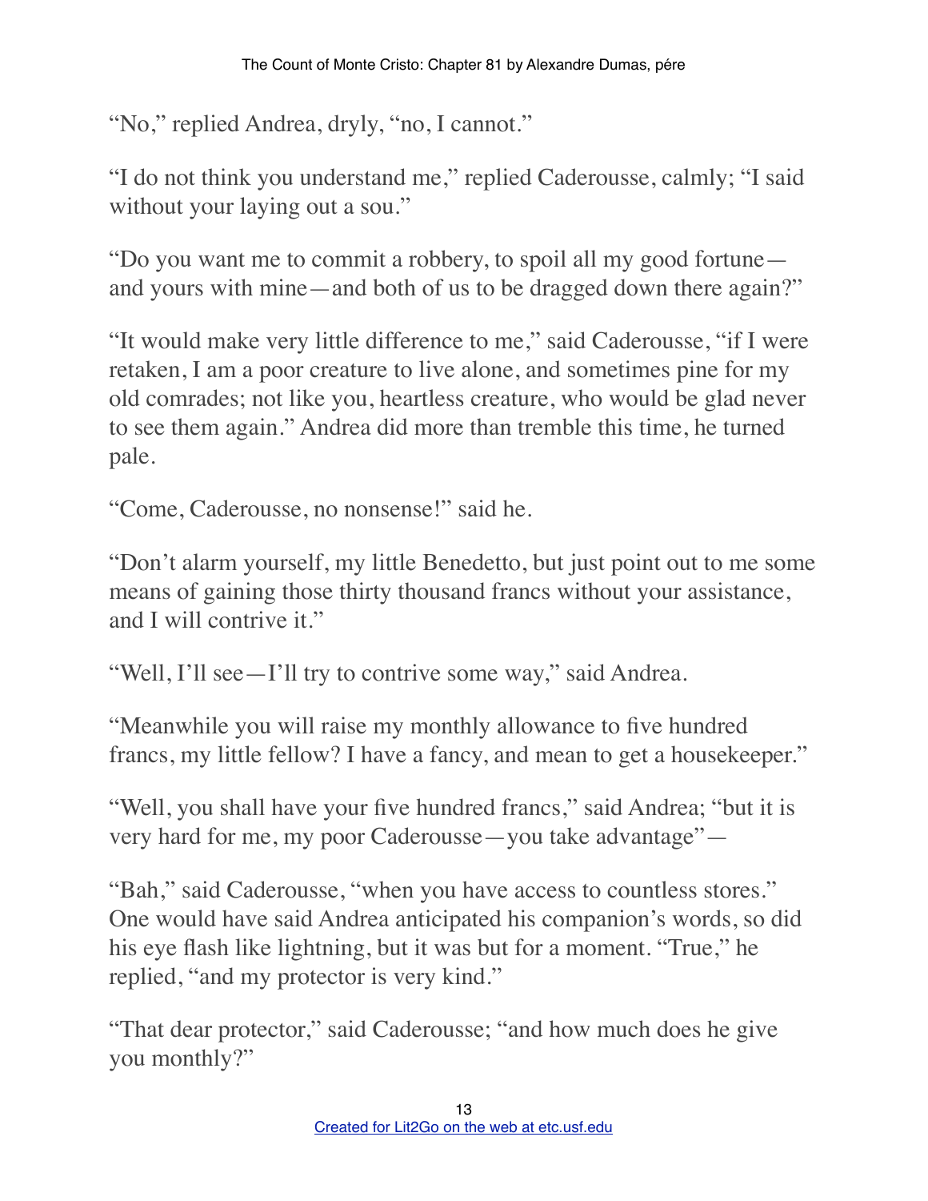"No," replied Andrea, dryly, "no, I cannot."

"I do not think you understand me," replied Caderousse, calmly; "I said without your laying out a sou."

"Do you want me to commit a robbery, to spoil all my good fortune—and yours with mine—and both of us to be dragged down there again?"

"It would make very little difference to me," said Caderousse, "if I were retaken, I am a poor creature to live alone, and sometimes pine for my old comrades; not like you, heartless creature, who would be glad never to see them again." Andrea did more than tremble this time, he turned pale.

"Come, Caderousse, no nonsense!" said he.

"Don't alarm yourself, my little Benedetto, but just point out to me some means of gaining those thirty thousand francs without your assistance, and I will contrive it."

"Well, I'll see—I'll try to contrive some way," said Andrea.

"Meanwhile you will raise my monthly allowance to five hundred francs, my little fellow? I have a fancy, and mean to get a housekeeper."

"Well, you shall have your five hundred francs," said Andrea; "but it is very hard for me, my poor Caderousse—you take advantage"—

"Bah," said Caderousse, "when you have access to countless stores." One would have said Andrea anticipated his companion's words, so did his eye flash like lightning, but it was but for a moment. "True," he replied, "and my protector is very kind."

"That dear protector," said Caderousse; "and how much does he give you monthly?"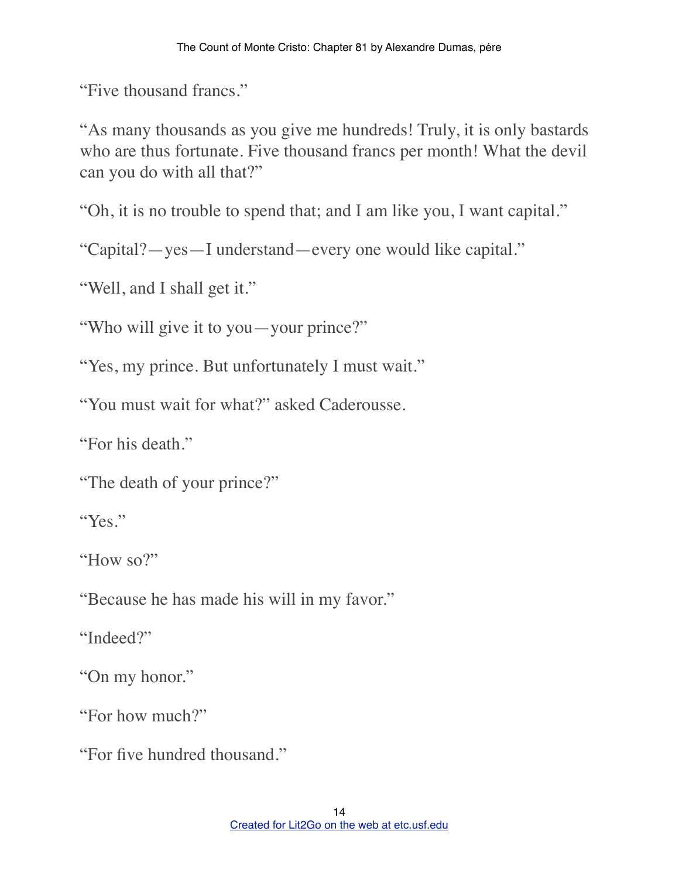"Five thousand francs."

"As many thousands as you give me hundreds! Truly, it is only bastards who are thus fortunate. Five thousand francs per month! What the devil can you do with all that?"

"Oh, it is no trouble to spend that; and I am like you, I want capital."

"Capital?—yes—I understand—every one would like capital."

"Well, and I shall get it."

"Who will give it to you—your prince?"

"Yes, my prince. But unfortunately I must wait."

"You must wait for what?" asked Caderousse.

"For his death."

"The death of your prince?"

"Yes."

"How so?"

"Because he has made his will in my favor."

"Indeed?"

"On my honor."

"For how much?"

"For five hundred thousand."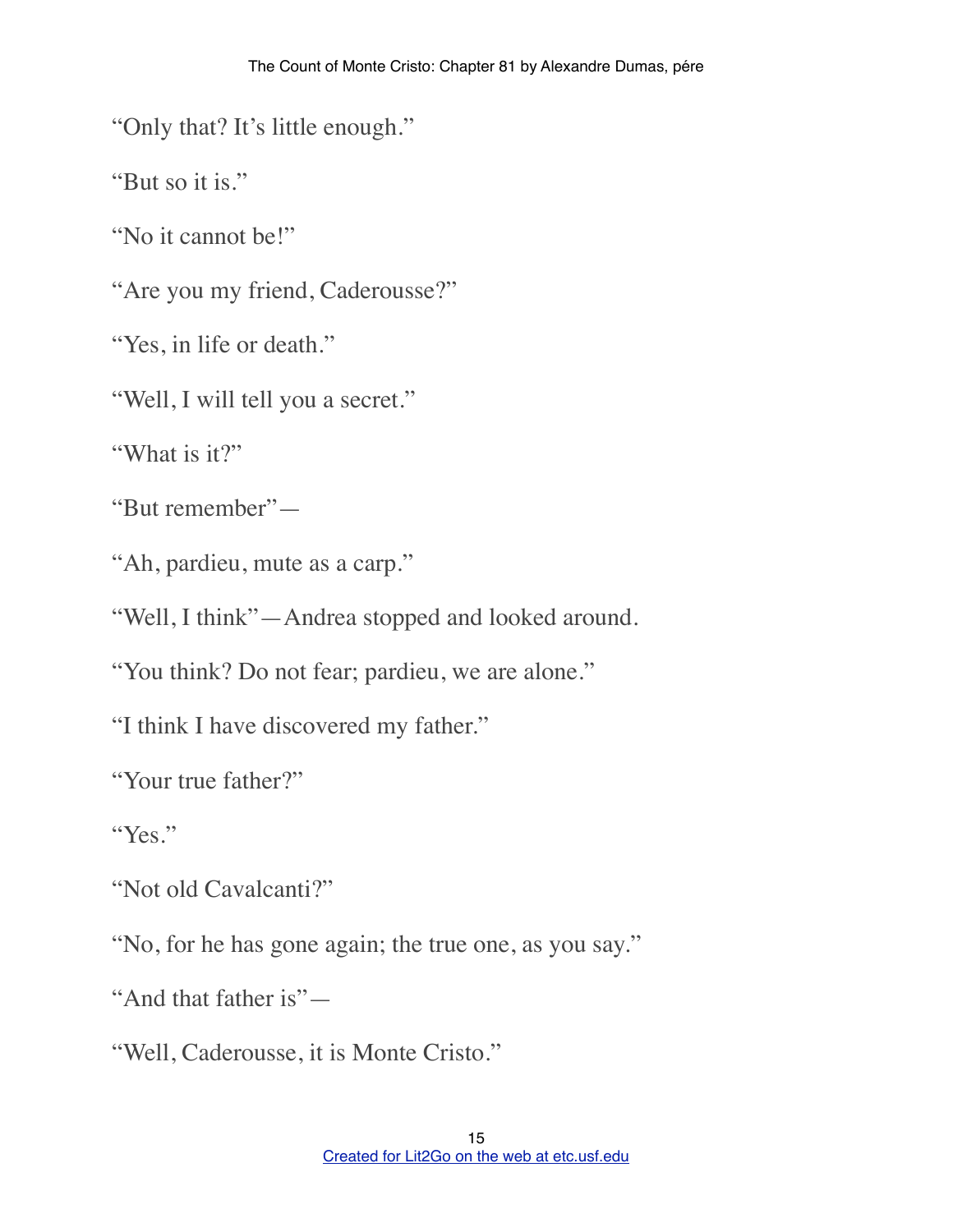"Only that? It's little enough."

"But so it is."

"No it cannot be!"

"Are you my friend, Caderousse?"

"Yes, in life or death."

"Well, I will tell you a secret."

"What is it?"

"But remember"—

"Ah, pardieu, mute as a carp."

"Well, I think"—Andrea stopped and looked around.

"You think? Do not fear; pardieu, we are alone."

"I think I have discovered my father."

"Your true father?"

"Yes."

"Not old Cavalcanti?"

"No, for he has gone again; the true one, as you say."

"And that father is"—

"Well, Caderousse, it is Monte Cristo."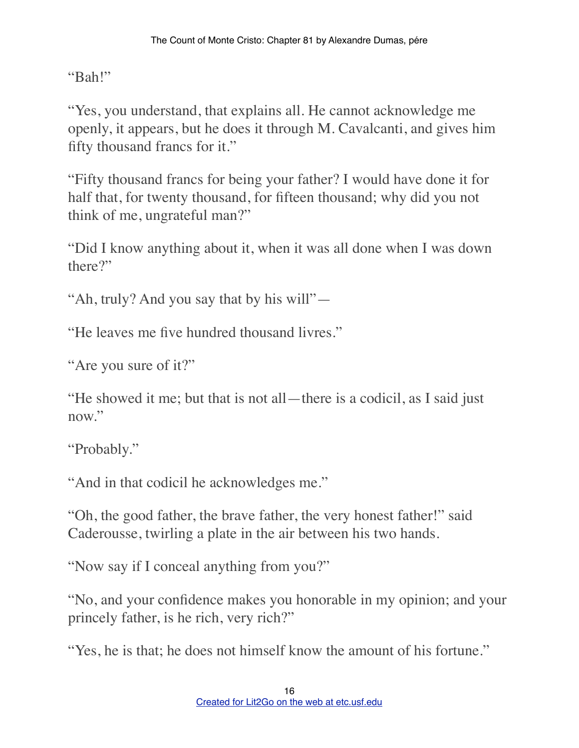"Bah!"

"Yes, you understand, that explains all. He cannot acknowledge me openly, it appears, but he does it through M. Cavalcanti, and gives him fifty thousand francs for it."

"Fifty thousand francs for being your father? I would have done it for half that, for twenty thousand, for fifteen thousand; why did you not think of me, ungrateful man?"

"Did I know anything about it, when it was all done when I was down there?"

"Ah, truly? And you say that by his will"—

"He leaves me five hundred thousand livres."

"Are you sure of it?"

"He showed it me; but that is not all—there is a codicil, as I said just now."

"Probably."

"And in that codicil he acknowledges me."

"Oh, the good father, the brave father, the very honest father!" said Caderousse, twirling a plate in the air between his two hands.

"Now say if I conceal anything from you?"

"No, and your confidence makes you honorable in my opinion; and your princely father, is he rich, very rich?"

"Yes, he is that; he does not himself know the amount of his fortune."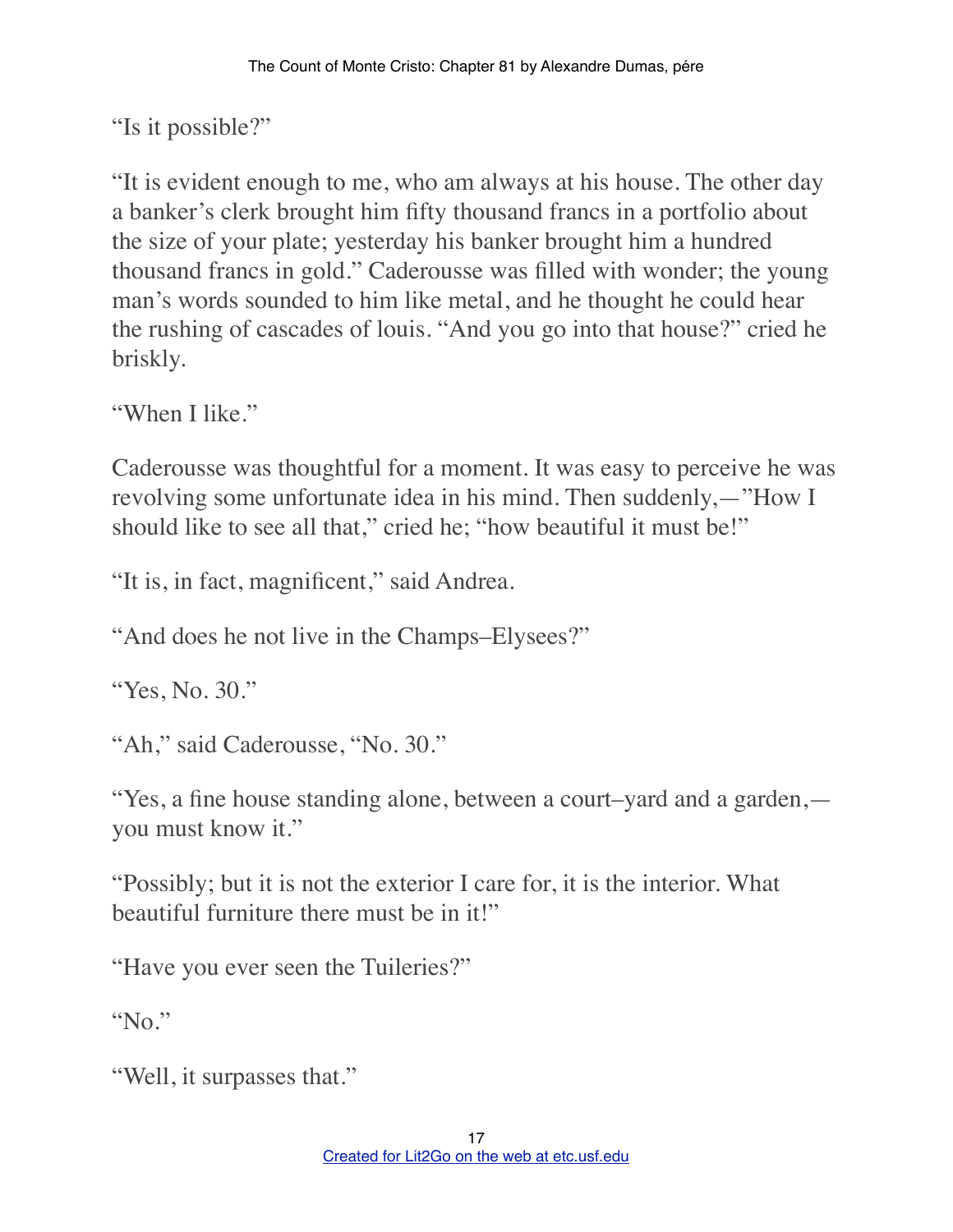"Is it possible?"

"It is evident enough to me, who am always at his house. The other day a banker's clerk brought him fifty thousand francs in a portfolio about the size of your plate; yesterday his banker brought him a hundred thousand francs in gold." Caderousse was filled with wonder; the young man's words sounded to him like metal, and he thought he could hear the rushing of cascades of louis. "And you go into that house?" cried he briskly.

"When I like."

Caderousse was thoughtful for a moment. It was easy to perceive he was revolving some unfortunate idea in his mind. Then suddenly,—"How I should like to see all that," cried he; "how beautiful it must be!"

"It is, in fact, magnificent," said Andrea.

"And does he not live in the Champs–Elysees?"

"Yes, No. 30."

"Ah," said Caderousse, "No. 30."

"Yes, a fine house standing alone, between a court–yard and a garden,—you must know it."

"Possibly; but it is not the exterior I care for, it is the interior. What beautiful furniture there must be in it!"

"Have you ever seen the Tuileries?"

"No."

"Well, it surpasses that."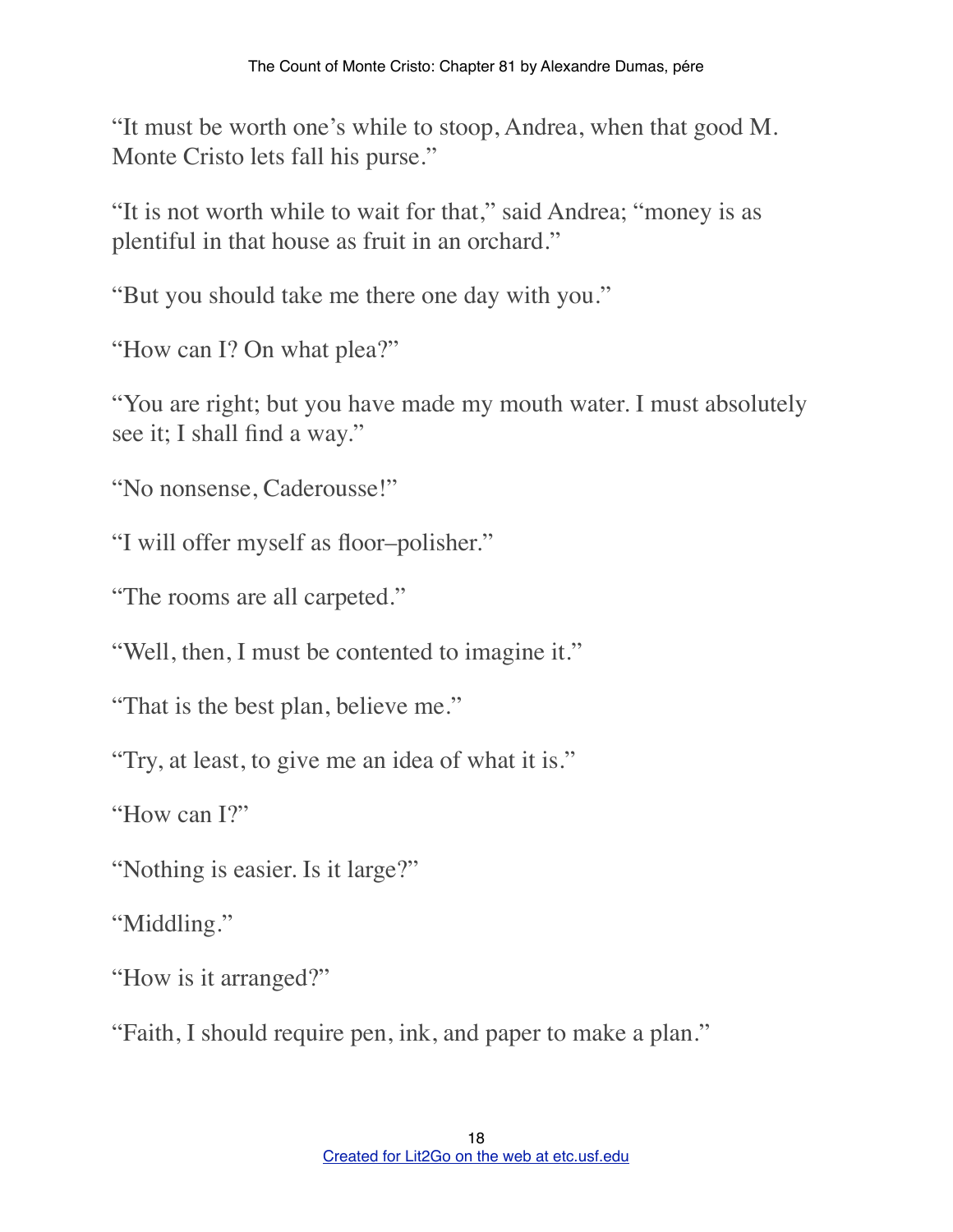"It must be worth one's while to stoop, Andrea, when that good M. Monte Cristo lets fall his purse."

"It is not worth while to wait for that," said Andrea; "money is as plentiful in that house as fruit in an orchard."

"But you should take me there one day with you."

"How can I? On what plea?"

"You are right; but you have made my mouth water. I must absolutely see it; I shall find a way."

"No nonsense, Caderousse!"

"I will offer myself as floor–polisher."

"The rooms are all carpeted."

"Well, then, I must be contented to imagine it."

"That is the best plan, believe me."

"Try, at least, to give me an idea of what it is."

"How can I?"

"Nothing is easier. Is it large?"

"Middling."

"How is it arranged?"

"Faith, I should require pen, ink, and paper to make a plan."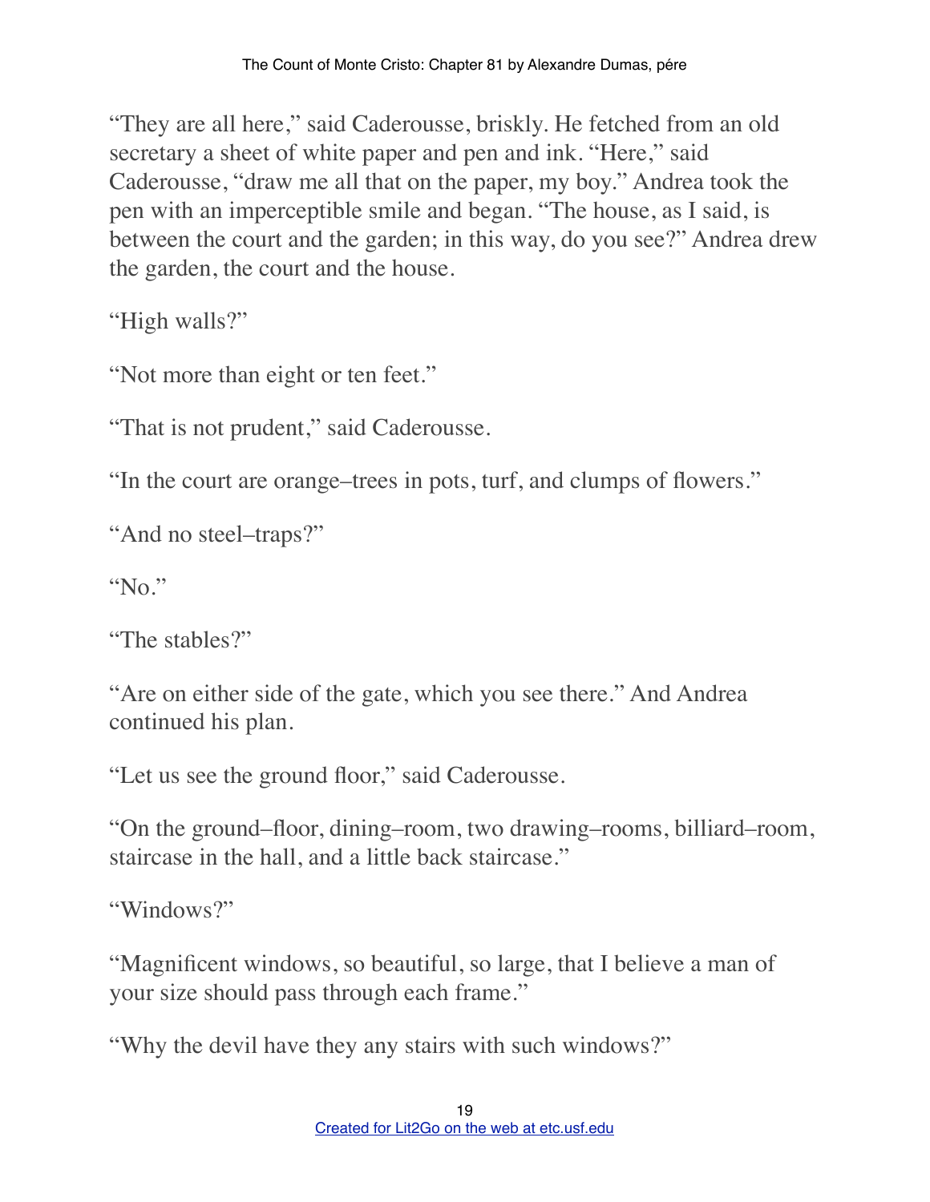"They are all here," said Caderousse, briskly. He fetched from an old secretary a sheet of white paper and pen and ink. "Here," said Caderousse, "draw me all that on the paper, my boy." Andrea took the pen with an imperceptible smile and began. "The house, as I said, is between the court and the garden; in this way, do you see?" Andrea drew the garden, the court and the house.

"High walls?"

"Not more than eight or ten feet."

"That is not prudent," said Caderousse.

"In the court are orange–trees in pots, turf, and clumps of flowers."

"And no steel–traps?"

"No."

"The stables?"

"Are on either side of the gate, which you see there." And Andrea continued his plan.

"Let us see the ground floor," said Caderousse.

"On the ground–floor, dining–room, two drawing–rooms, billiard–room, staircase in the hall, and a little back staircase."

"Windows?"

"Magnificent windows, so beautiful, so large, that I believe a man of your size should pass through each frame."

"Why the devil have they any stairs with such windows?"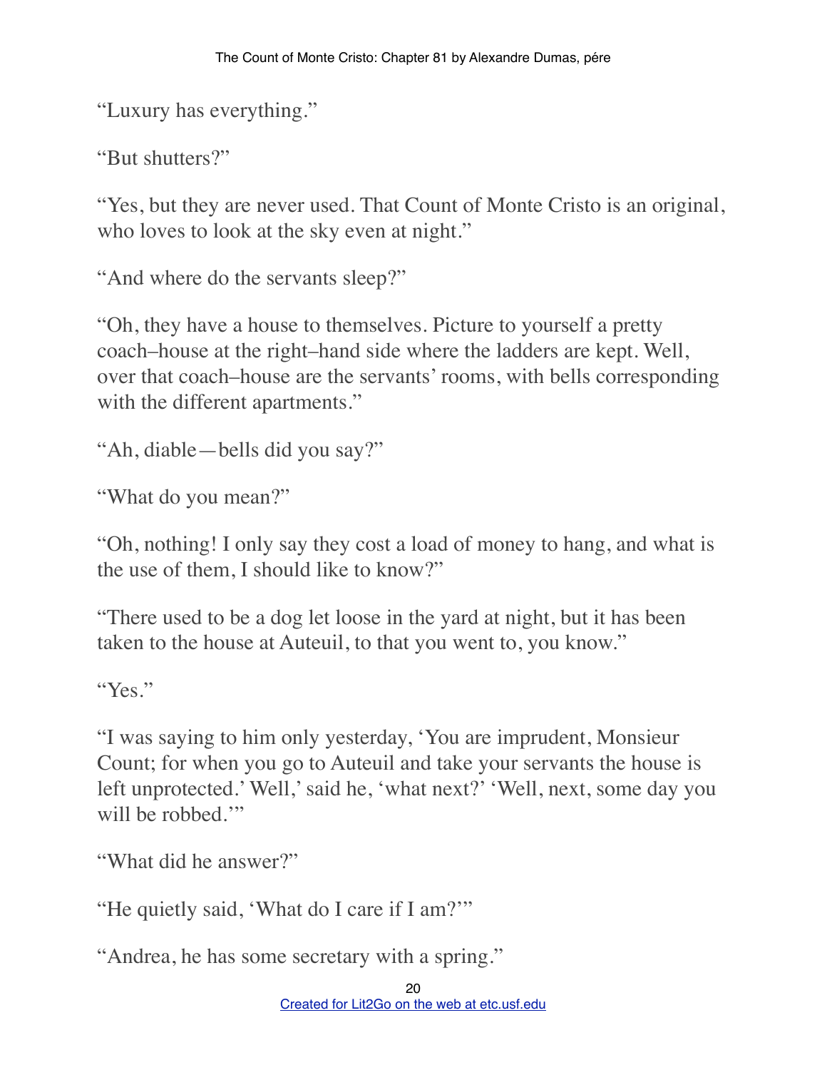"Luxury has everything."

"But shutters?"

"Yes, but they are never used. That Count of Monte Cristo is an original, who loves to look at the sky even at night."

"And where do the servants sleep?"

"Oh, they have a house to themselves. Picture to yourself a pretty coach–house at the right–hand side where the ladders are kept. Well, over that coach–house are the servants' rooms, with bells corresponding with the different apartments."

"Ah, diable—bells did you say?"

"What do you mean?"

"Oh, nothing! I only say they cost a load of money to hang, and what is the use of them, I should like to know?"

"There used to be a dog let loose in the yard at night, but it has been taken to the house at Auteuil, to that you went to, you know."

"Yes."

"I was saying to him only yesterday, 'You are imprudent, Monsieur Count; for when you go to Auteuil and take your servants the house is left unprotected.' Well,' said he, 'what next?' 'Well, next, some day you will be robbed.'"

"What did he answer?"

"He quietly said, 'What do I care if I am?'"

"Andrea, he has some secretary with a spring."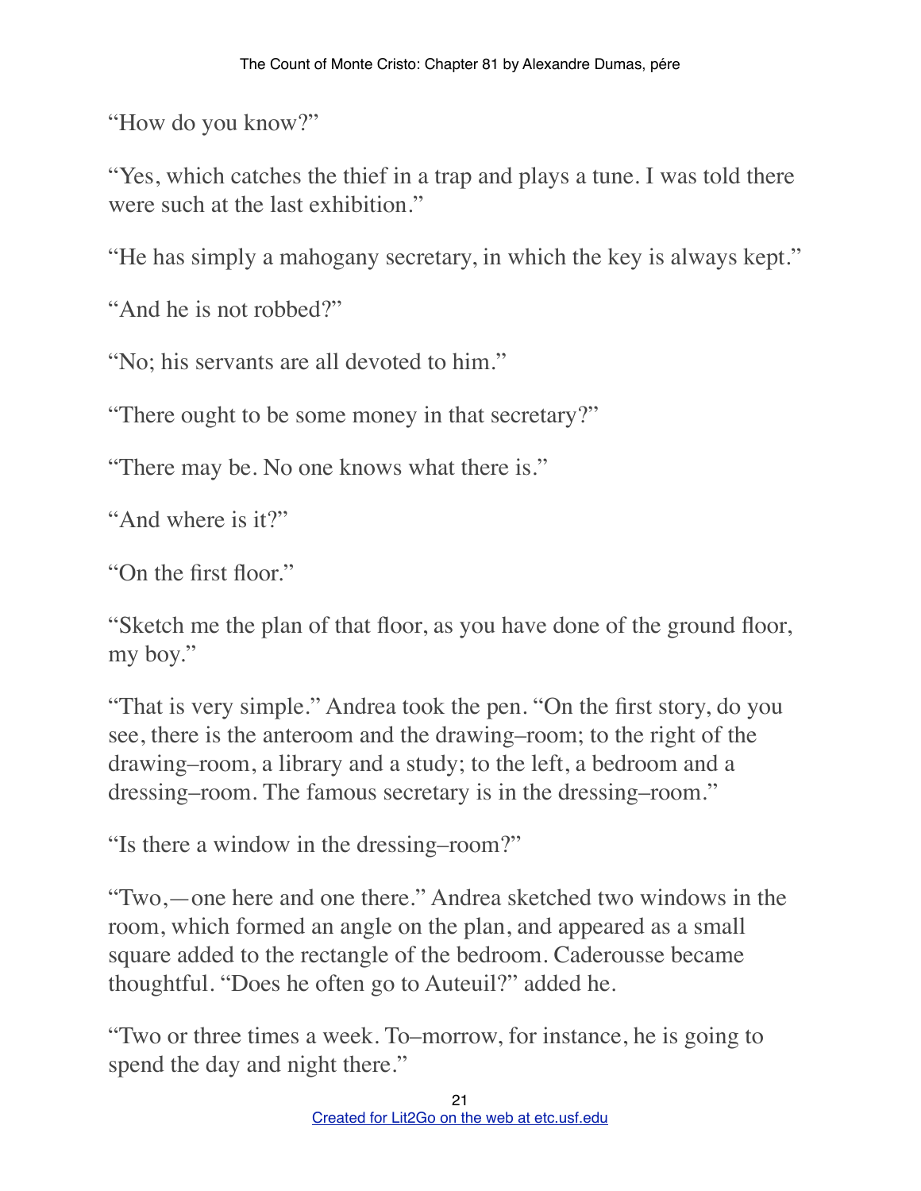"How do you know?"

"Yes, which catches the thief in a trap and plays a tune. I was told there were such at the last exhibition."

"He has simply a mahogany secretary, in which the key is always kept."

"And he is not robbed?"

"No; his servants are all devoted to him."

"There ought to be some money in that secretary?"

"There may be. No one knows what there is."

"And where is it?"

"On the first floor."

"Sketch me the plan of that floor, as you have done of the ground floor, my boy."

"That is very simple." Andrea took the pen. "On the first story, do you see, there is the anteroom and the drawing–room; to the right of the drawing–room, a library and a study; to the left, a bedroom and a dressing–room. The famous secretary is in the dressing–room."

"Is there a window in the dressing–room?"

"Two,—one here and one there." Andrea sketched two windows in the room, which formed an angle on the plan, and appeared as a small square added to the rectangle of the bedroom. Caderousse became thoughtful. "Does he often go to Auteuil?" added he.

"Two or three times a week. To–morrow, for instance, he is going to spend the day and night there."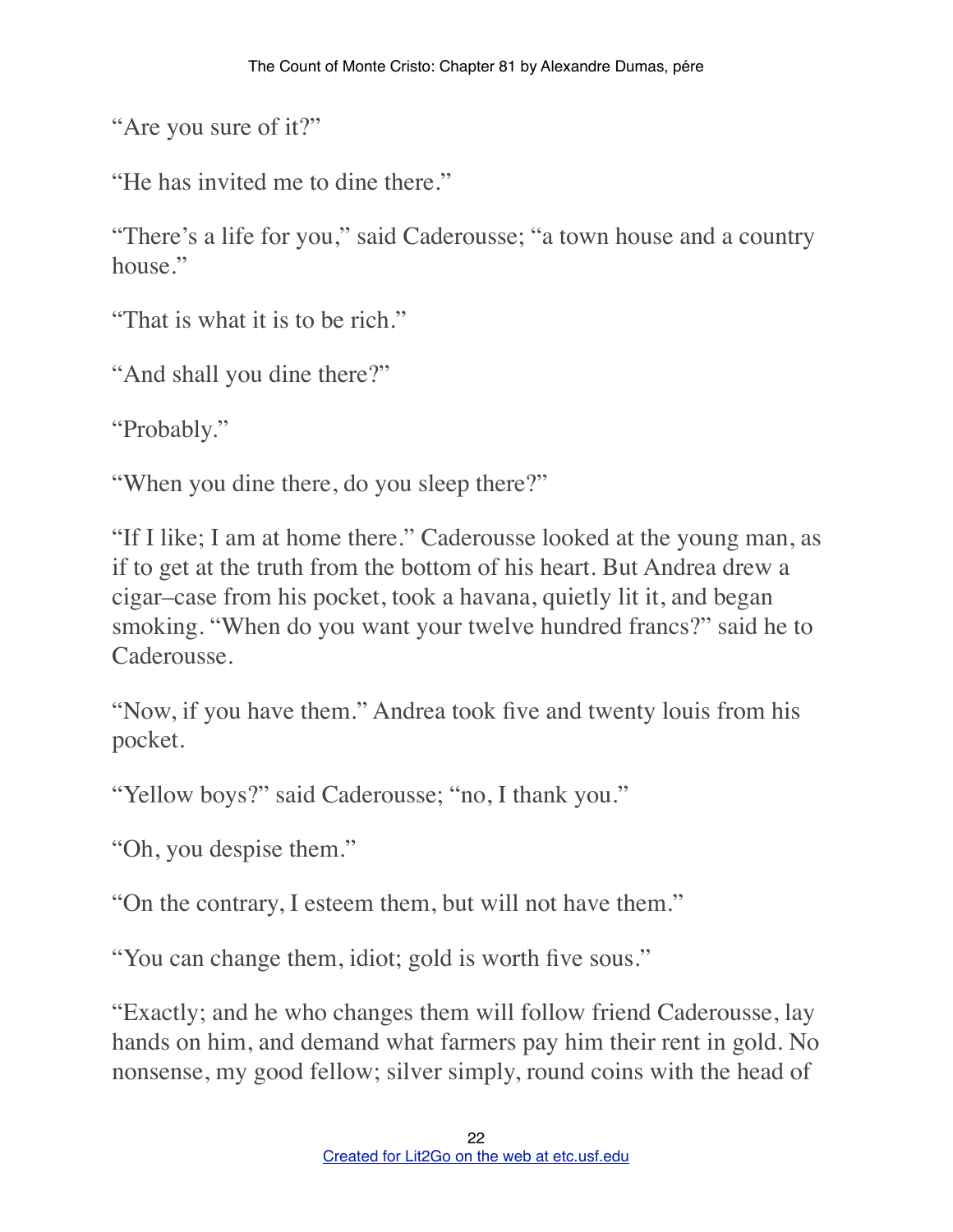"Are you sure of it?"

"He has invited me to dine there."

"There's a life for you," said Caderousse; "a town house and a country house."

"That is what it is to be rich."

"And shall you dine there?"

"Probably."

"When you dine there, do you sleep there?"

"If I like; I am at home there." Caderousse looked at the young man, as if to get at the truth from the bottom of his heart. But Andrea drew a cigar–case from his pocket, took a havana, quietly lit it, and began smoking. "When do you want your twelve hundred francs?" said he to Caderousse.

"Now, if you have them." Andrea took five and twenty louis from his pocket.

"Yellow boys?" said Caderousse; "no, I thank you."

"Oh, you despise them."

"On the contrary, I esteem them, but will not have them."

"You can change them, idiot; gold is worth five sous."

"Exactly; and he who changes them will follow friend Caderousse, lay hands on him, and demand what farmers pay him their rent in gold. No nonsense, my good fellow; silver simply, round coins with the head of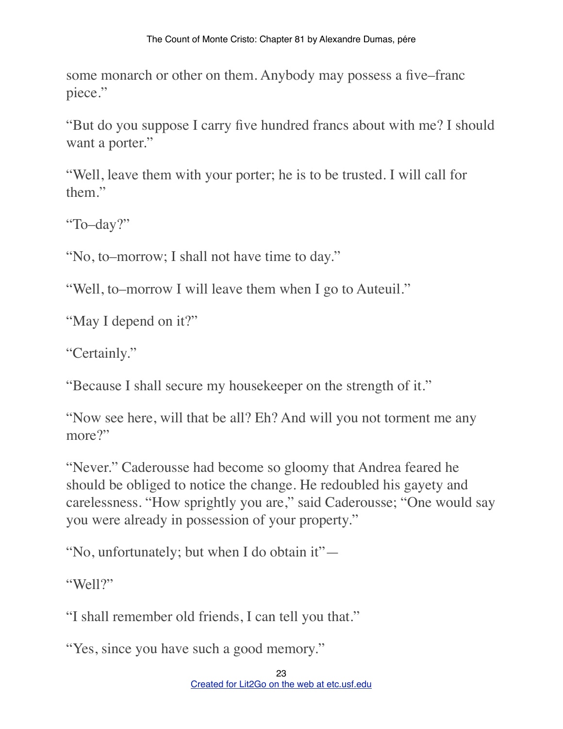some monarch or other on them. Anybody may possess a five–franc piece."

"But do you suppose I carry five hundred francs about with me? I should want a porter."

"Well, leave them with your porter; he is to be trusted. I will call for them."

"To–day?"

"No, to–morrow; I shall not have time to day."

"Well, to–morrow I will leave them when I go to Auteuil."

"May I depend on it?"

"Certainly."

"Because I shall secure my housekeeper on the strength of it."

"Now see here, will that be all? Eh? And will you not torment me any more?"

"Never." Caderousse had become so gloomy that Andrea feared he should be obliged to notice the change. He redoubled his gayety and carelessness. "How sprightly you are," said Caderousse; "One would say you were already in possession of your property."

"No, unfortunately; but when I do obtain it"—

"Well?"

"I shall remember old friends, I can tell you that."

"Yes, since you have such a good memory."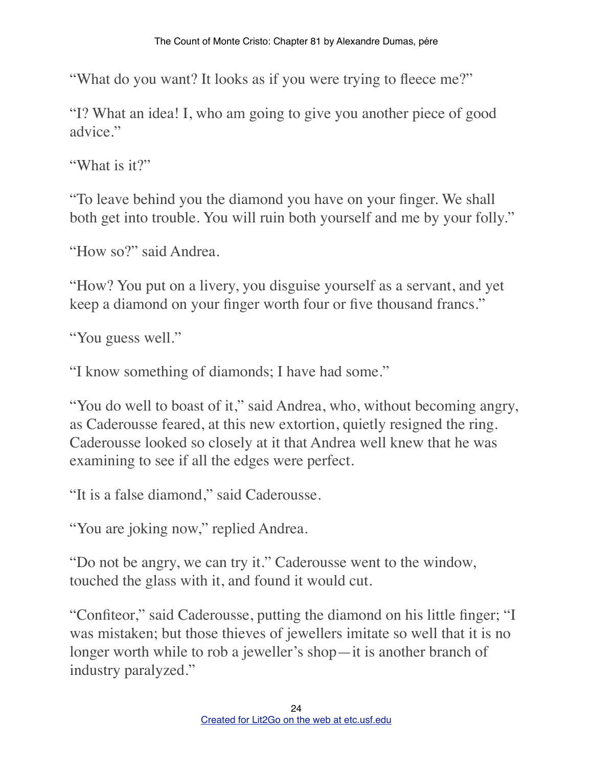"What do you want? It looks as if you were trying to fleece me?"

"I? What an idea! I, who am going to give you another piece of good advice."

"What is it?"

"To leave behind you the diamond you have on your finger. We shall both get into trouble. You will ruin both yourself and me by your folly."

"How so?" said Andrea.

"How? You put on a livery, you disguise yourself as a servant, and yet keep a diamond on your finger worth four or five thousand francs."

"You guess well."

"I know something of diamonds; I have had some."

"You do well to boast of it," said Andrea, who, without becoming angry, as Caderousse feared, at this new extortion, quietly resigned the ring. Caderousse looked so closely at it that Andrea well knew that he was examining to see if all the edges were perfect.

"It is a false diamond," said Caderousse.

"You are joking now," replied Andrea.

"Do not be angry, we can try it." Caderousse went to the window, touched the glass with it, and found it would cut.

"Confiteor," said Caderousse, putting the diamond on his little finger; "I was mistaken; but those thieves of jewellers imitate so well that it is no longer worth while to rob a jeweller's shop—it is another branch of industry paralyzed."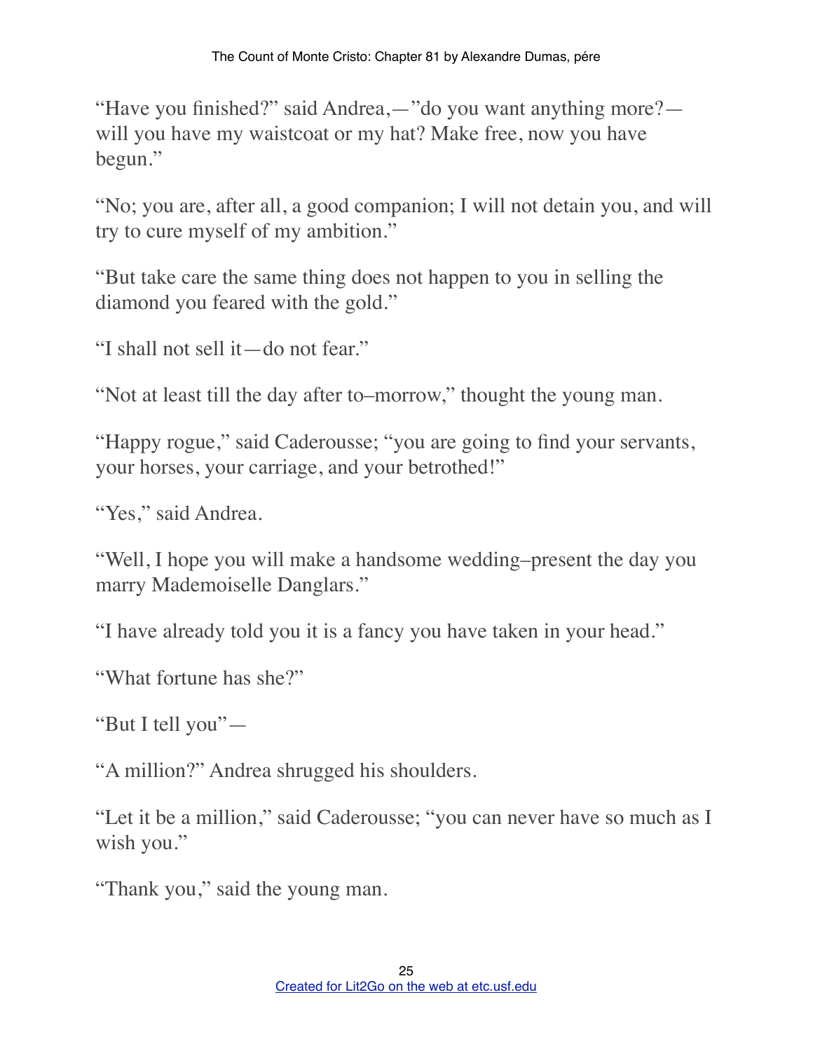"Have you finished?" said Andrea,—"do you want anything more?—will you have my waistcoat or my hat? Make free, now you have begun."

"No; you are, after all, a good companion; I will not detain you, and will try to cure myself of my ambition."

"But take care the same thing does not happen to you in selling the diamond you feared with the gold."

"I shall not sell it—do not fear."

"Not at least till the day after to–morrow," thought the young man.

"Happy rogue," said Caderousse; "you are going to find your servants, your horses, your carriage, and your betrothed!"

"Yes," said Andrea.

"Well, I hope you will make a handsome wedding–present the day you marry Mademoiselle Danglars."

"I have already told you it is a fancy you have taken in your head."

"What fortune has she?"

"But I tell you"—

"A million?" Andrea shrugged his shoulders.

"Let it be a million," said Caderousse; "you can never have so much as I wish you."

"Thank you," said the young man.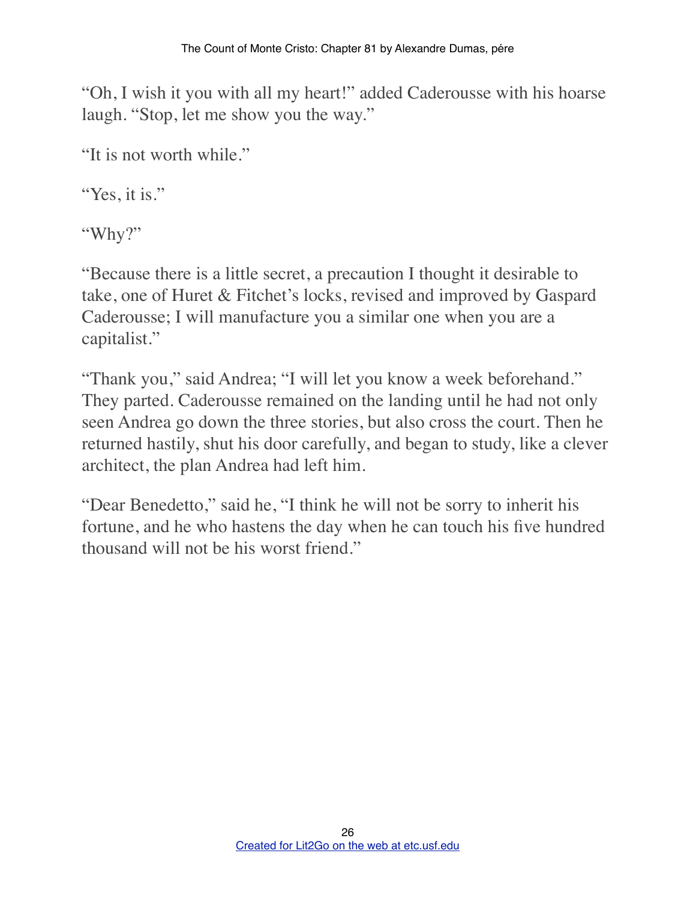"Oh, I wish it you with all my heart!" added Caderousse with his hoarse laugh. "Stop, let me show you the way."

"It is not worth while."

"Yes, it is."

"Why?"

"Because there is a little secret, a precaution I thought it desirable to take, one of Huret & Fitchet's locks, revised and improved by Gaspard Caderousse; I will manufacture you a similar one when you are a capitalist."

"Thank you," said Andrea; "I will let you know a week beforehand." They parted. Caderousse remained on the landing until he had not only seen Andrea go down the three stories, but also cross the court. Then he returned hastily, shut his door carefully, and began to study, like a clever architect, the plan Andrea had left him.

"Dear Benedetto," said he, "I think he will not be sorry to inherit his fortune, and he who hastens the day when he can touch his five hundred thousand will not be his worst friend."